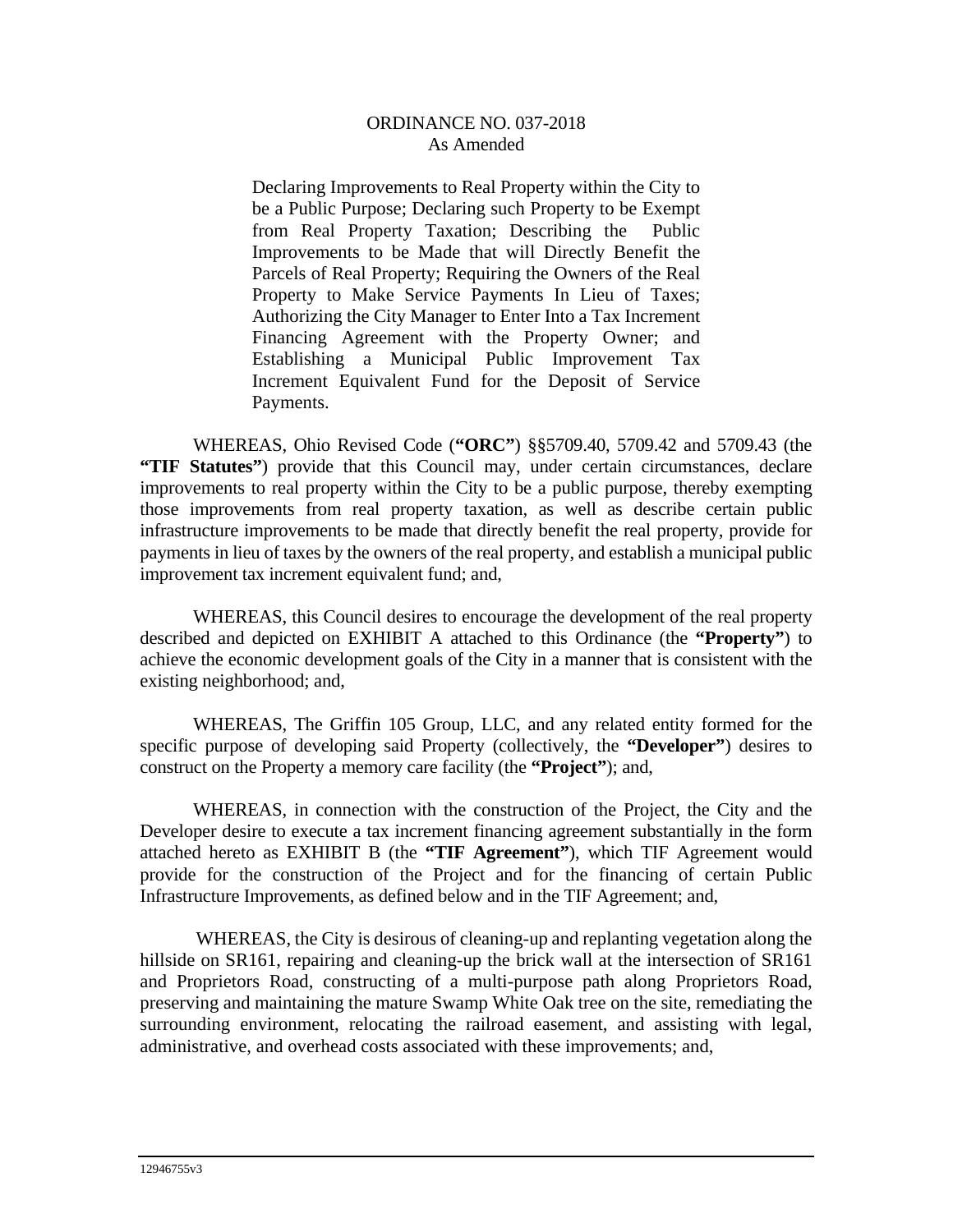ORDINANCE NO. 037-2018
As Amended

Declaring Improvements to Real Property within the City to be a Public Purpose; Declaring such Property to be Exempt from Real Property Taxation; Describing the Public Improvements to be Made that will Directly Benefit the Parcels of Real Property; Requiring the Owners of the Real Property to Make Service Payments In Lieu of Taxes; Authorizing the City Manager to Enter Into a Tax Increment Financing Agreement with the Property Owner; and Establishing a Municipal Public Improvement Tax Increment Equivalent Fund for the Deposit of Service Payments.

WHEREAS, Ohio Revised Code (**"ORC"**) §§5709.40, 5709.42 and 5709.43 (the **"TIF Statutes"**) provide that this Council may, under certain circumstances, declare improvements to real property within the City to be a public purpose, thereby exempting those improvements from real property taxation, as well as describe certain public infrastructure improvements to be made that directly benefit the real property, provide for payments in lieu of taxes by the owners of the real property, and establish a municipal public improvement tax increment equivalent fund; and,

WHEREAS, this Council desires to encourage the development of the real property described and depicted on EXHIBIT A attached to this Ordinance (the **"Property"**) to achieve the economic development goals of the City in a manner that is consistent with the existing neighborhood; and,

WHEREAS, The Griffin 105 Group, LLC, and any related entity formed for the specific purpose of developing said Property (collectively, the **"Developer"**) desires to construct on the Property a memory care facility (the **"Project"**); and,

WHEREAS, in connection with the construction of the Project, the City and the Developer desire to execute a tax increment financing agreement substantially in the form attached hereto as EXHIBIT B (the **"TIF Agreement"**), which TIF Agreement would provide for the construction of the Project and for the financing of certain Public Infrastructure Improvements, as defined below and in the TIF Agreement; and,

WHEREAS, the City is desirous of cleaning-up and replanting vegetation along the hillside on SR161, repairing and cleaning-up the brick wall at the intersection of SR161 and Proprietors Road, constructing of a multi-purpose path along Proprietors Road, preserving and maintaining the mature Swamp White Oak tree on the site, remediating the surrounding environment, relocating the railroad easement, and assisting with legal, administrative, and overhead costs associated with these improvements; and,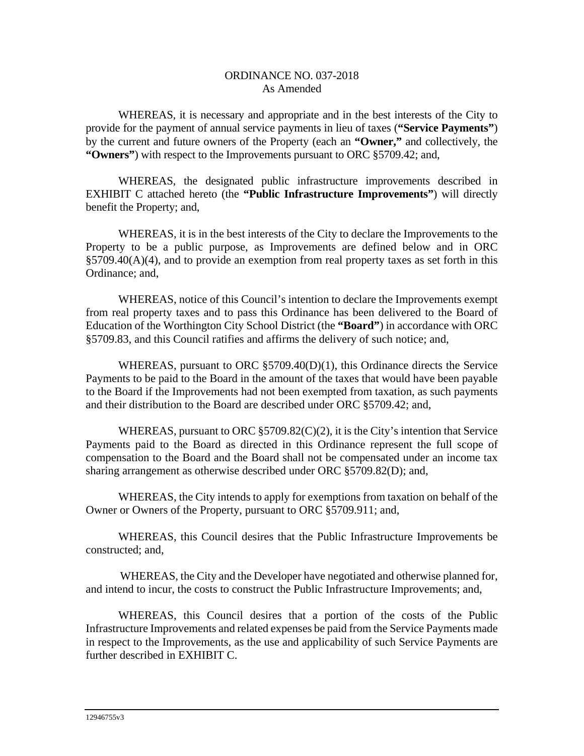ORDINANCE NO. 037-2018
As Amended

WHEREAS, it is necessary and appropriate and in the best interests of the City to provide for the payment of annual service payments in lieu of taxes (**"Service Payments"**) by the current and future owners of the Property (each an **"Owner,"** and collectively, the **"Owners"**) with respect to the Improvements pursuant to ORC §5709.42; and,

WHEREAS, the designated public infrastructure improvements described in EXHIBIT C attached hereto (the **"Public Infrastructure Improvements"**) will directly benefit the Property; and,

WHEREAS, it is in the best interests of the City to declare the Improvements to the Property to be a public purpose, as Improvements are defined below and in ORC §5709.40(A)(4), and to provide an exemption from real property taxes as set forth in this Ordinance; and,

WHEREAS, notice of this Council's intention to declare the Improvements exempt from real property taxes and to pass this Ordinance has been delivered to the Board of Education of the Worthington City School District (the **"Board"**) in accordance with ORC §5709.83, and this Council ratifies and affirms the delivery of such notice; and,

WHEREAS, pursuant to ORC §5709.40(D)(1), this Ordinance directs the Service Payments to be paid to the Board in the amount of the taxes that would have been payable to the Board if the Improvements had not been exempted from taxation, as such payments and their distribution to the Board are described under ORC §5709.42; and,

WHEREAS, pursuant to ORC §5709.82(C)(2), it is the City's intention that Service Payments paid to the Board as directed in this Ordinance represent the full scope of compensation to the Board and the Board shall not be compensated under an income tax sharing arrangement as otherwise described under ORC §5709.82(D); and,

WHEREAS, the City intends to apply for exemptions from taxation on behalf of the Owner or Owners of the Property, pursuant to ORC §5709.911; and,

WHEREAS, this Council desires that the Public Infrastructure Improvements be constructed; and,

WHEREAS, the City and the Developer have negotiated and otherwise planned for, and intend to incur, the costs to construct the Public Infrastructure Improvements; and,

WHEREAS, this Council desires that a portion of the costs of the Public Infrastructure Improvements and related expenses be paid from the Service Payments made in respect to the Improvements, as the use and applicability of such Service Payments are further described in EXHIBIT C.

12946755v3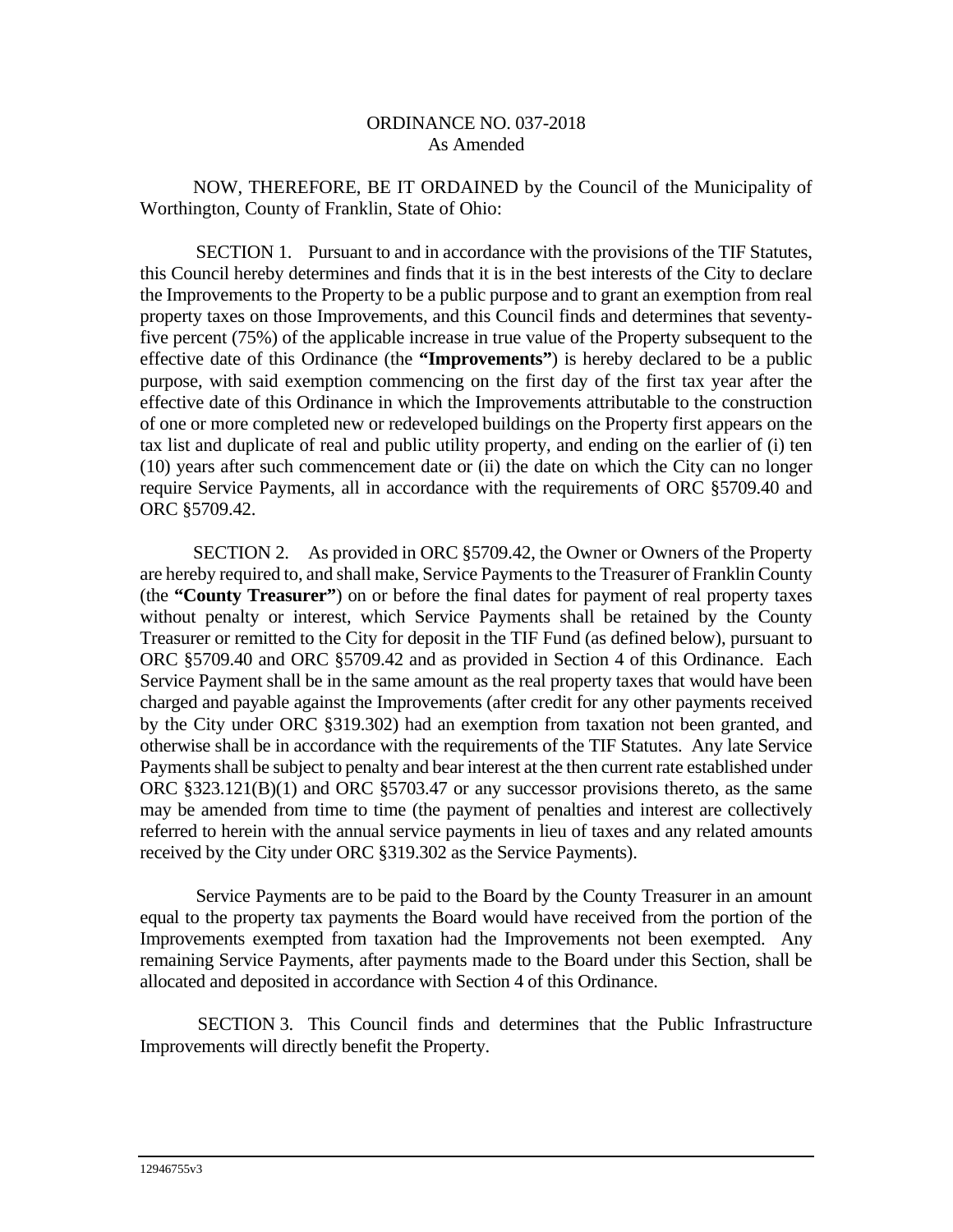ORDINANCE NO. 037-2018
As Amended

NOW, THEREFORE, BE IT ORDAINED by the Council of the Municipality of Worthington, County of Franklin, State of Ohio:

SECTION 1. Pursuant to and in accordance with the provisions of the TIF Statutes, this Council hereby determines and finds that it is in the best interests of the City to declare the Improvements to the Property to be a public purpose and to grant an exemption from real property taxes on those Improvements, and this Council finds and determines that seventy-five percent (75%) of the applicable increase in true value of the Property subsequent to the effective date of this Ordinance (the **"Improvements"**) is hereby declared to be a public purpose, with said exemption commencing on the first day of the first tax year after the effective date of this Ordinance in which the Improvements attributable to the construction of one or more completed new or redeveloped buildings on the Property first appears on the tax list and duplicate of real and public utility property, and ending on the earlier of (i) ten (10) years after such commencement date or (ii) the date on which the City can no longer require Service Payments, all in accordance with the requirements of ORC §5709.40 and ORC §5709.42.

SECTION 2. As provided in ORC §5709.42, the Owner or Owners of the Property are hereby required to, and shall make, Service Payments to the Treasurer of Franklin County (the **"County Treasurer"**) on or before the final dates for payment of real property taxes without penalty or interest, which Service Payments shall be retained by the County Treasurer or remitted to the City for deposit in the TIF Fund (as defined below), pursuant to ORC §5709.40 and ORC §5709.42 and as provided in Section 4 of this Ordinance. Each Service Payment shall be in the same amount as the real property taxes that would have been charged and payable against the Improvements (after credit for any other payments received by the City under ORC §319.302) had an exemption from taxation not been granted, and otherwise shall be in accordance with the requirements of the TIF Statutes. Any late Service Payments shall be subject to penalty and bear interest at the then current rate established under ORC §323.121(B)(1) and ORC §5703.47 or any successor provisions thereto, as the same may be amended from time to time (the payment of penalties and interest are collectively referred to herein with the annual service payments in lieu of taxes and any related amounts received by the City under ORC §319.302 as the Service Payments).

Service Payments are to be paid to the Board by the County Treasurer in an amount equal to the property tax payments the Board would have received from the portion of the Improvements exempted from taxation had the Improvements not been exempted. Any remaining Service Payments, after payments made to the Board under this Section, shall be allocated and deposited in accordance with Section 4 of this Ordinance.

SECTION 3. This Council finds and determines that the Public Infrastructure Improvements will directly benefit the Property.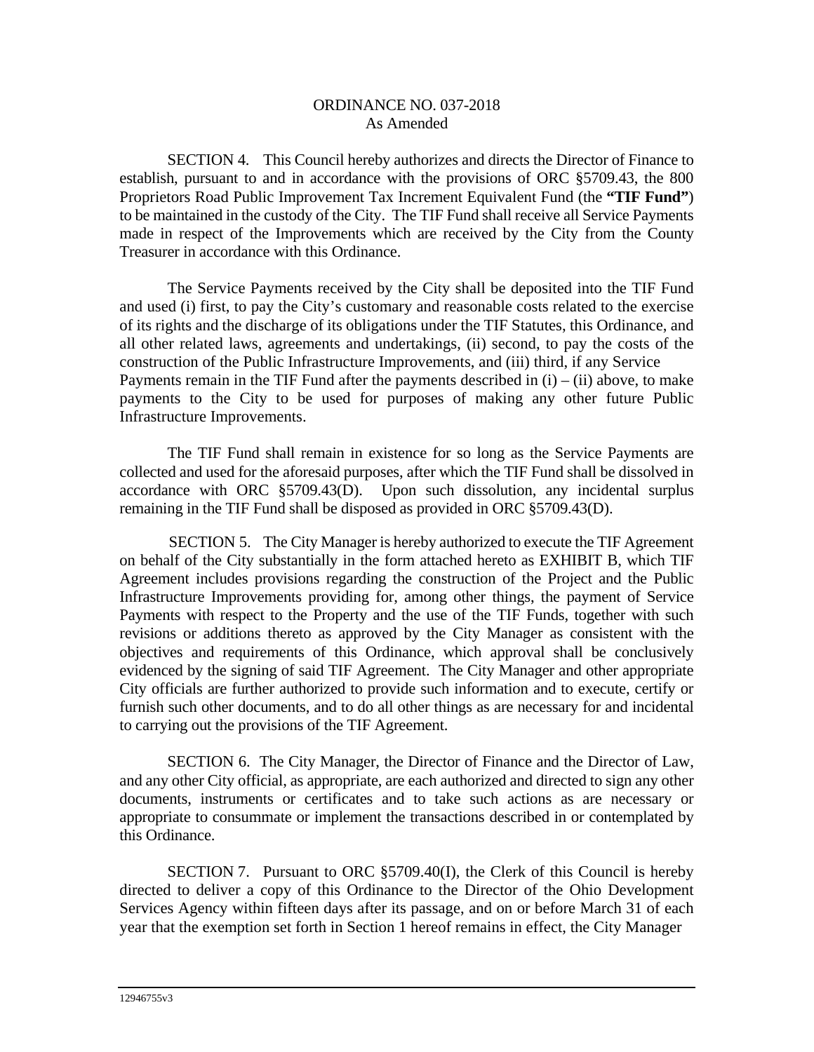ORDINANCE NO. 037-2018
As Amended

SECTION 4. This Council hereby authorizes and directs the Director of Finance to establish, pursuant to and in accordance with the provisions of ORC §5709.43, the 800 Proprietors Road Public Improvement Tax Increment Equivalent Fund (the **"TIF Fund"**) to be maintained in the custody of the City. The TIF Fund shall receive all Service Payments made in respect of the Improvements which are received by the City from the County Treasurer in accordance with this Ordinance.

The Service Payments received by the City shall be deposited into the TIF Fund and used (i) first, to pay the City's customary and reasonable costs related to the exercise of its rights and the discharge of its obligations under the TIF Statutes, this Ordinance, and all other related laws, agreements and undertakings, (ii) second, to pay the costs of the construction of the Public Infrastructure Improvements, and (iii) third, if any Service Payments remain in the TIF Fund after the payments described in (i) – (ii) above, to make payments to the City to be used for purposes of making any other future Public Infrastructure Improvements.

The TIF Fund shall remain in existence for so long as the Service Payments are collected and used for the aforesaid purposes, after which the TIF Fund shall be dissolved in accordance with ORC §5709.43(D). Upon such dissolution, any incidental surplus remaining in the TIF Fund shall be disposed as provided in ORC §5709.43(D).

SECTION 5. The City Manager is hereby authorized to execute the TIF Agreement on behalf of the City substantially in the form attached hereto as EXHIBIT B, which TIF Agreement includes provisions regarding the construction of the Project and the Public Infrastructure Improvements providing for, among other things, the payment of Service Payments with respect to the Property and the use of the TIF Funds, together with such revisions or additions thereto as approved by the City Manager as consistent with the objectives and requirements of this Ordinance, which approval shall be conclusively evidenced by the signing of said TIF Agreement. The City Manager and other appropriate City officials are further authorized to provide such information and to execute, certify or furnish such other documents, and to do all other things as are necessary for and incidental to carrying out the provisions of the TIF Agreement.

SECTION 6. The City Manager, the Director of Finance and the Director of Law, and any other City official, as appropriate, are each authorized and directed to sign any other documents, instruments or certificates and to take such actions as are necessary or appropriate to consummate or implement the transactions described in or contemplated by this Ordinance.

SECTION 7. Pursuant to ORC §5709.40(I), the Clerk of this Council is hereby directed to deliver a copy of this Ordinance to the Director of the Ohio Development Services Agency within fifteen days after its passage, and on or before March 31 of each year that the exemption set forth in Section 1 hereof remains in effect, the City Manager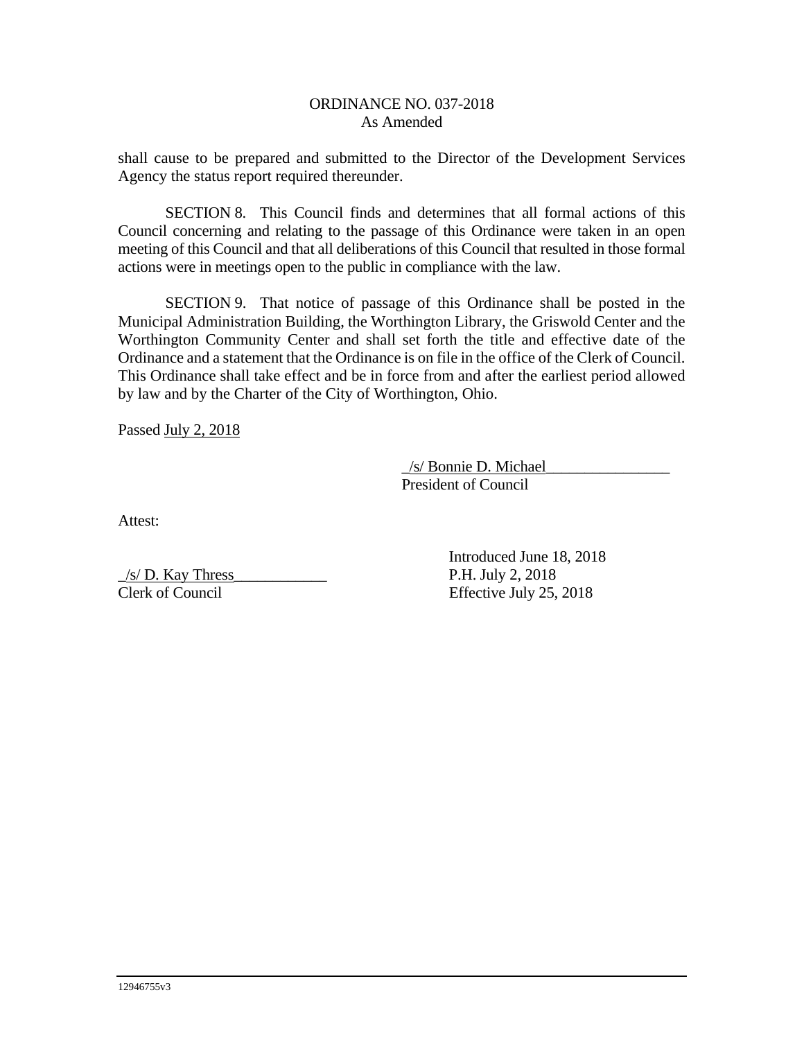ORDINANCE NO. 037-2018
As Amended

shall cause to be prepared and submitted to the Director of the Development Services Agency the status report required thereunder.

SECTION 8. This Council finds and determines that all formal actions of this Council concerning and relating to the passage of this Ordinance were taken in an open meeting of this Council and that all deliberations of this Council that resulted in those formal actions were in meetings open to the public in compliance with the law.

SECTION 9. That notice of passage of this Ordinance shall be posted in the Municipal Administration Building, the Worthington Library, the Griswold Center and the Worthington Community Center and shall set forth the title and effective date of the Ordinance and a statement that the Ordinance is on file in the office of the Clerk of Council. This Ordinance shall take effect and be in force from and after the earliest period allowed by law and by the Charter of the City of Worthington, Ohio.

Passed July 2, 2018

_/s/ Bonnie D. Michael________________
President of Council

Attest:

_/s/ D. Kay Thress____________
Clerk of Council

Introduced June 18, 2018
P.H. July 2, 2018
Effective July 25, 2018

12946755v3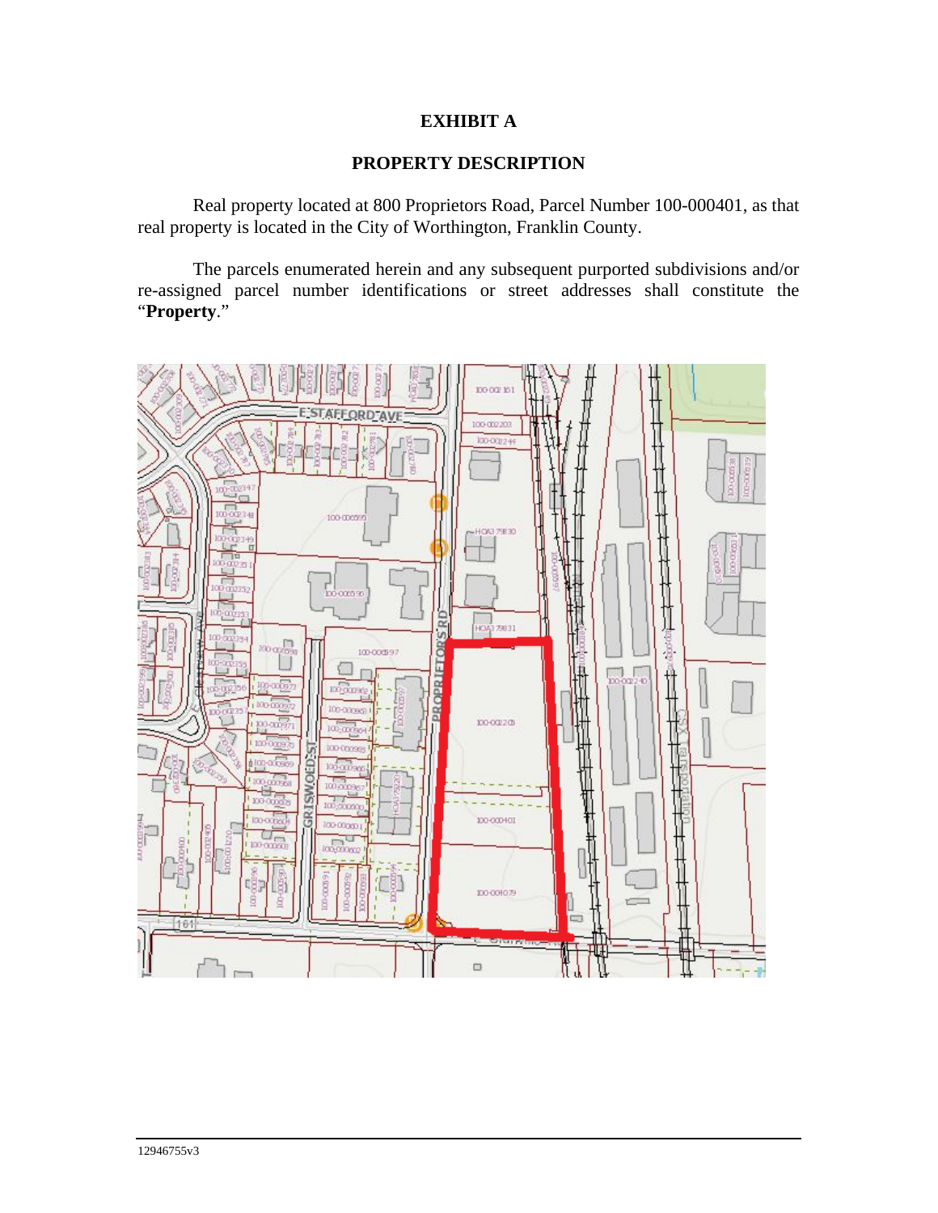# EXHIBIT A

## PROPERTY DESCRIPTION

Real property located at 800 Proprietors Road, Parcel Number 100-000401, as that real property is located in the City of Worthington, Franklin County.

The parcels enumerated herein and any subsequent purported subdivisions and/or re-assigned parcel number identifications or street addresses shall constitute the "**Property**."

E STAFFORD AVE
PROPRIETORS RD
GRISWOLD ST
CSX Transportation
161
100-001201
100-000401
100-001079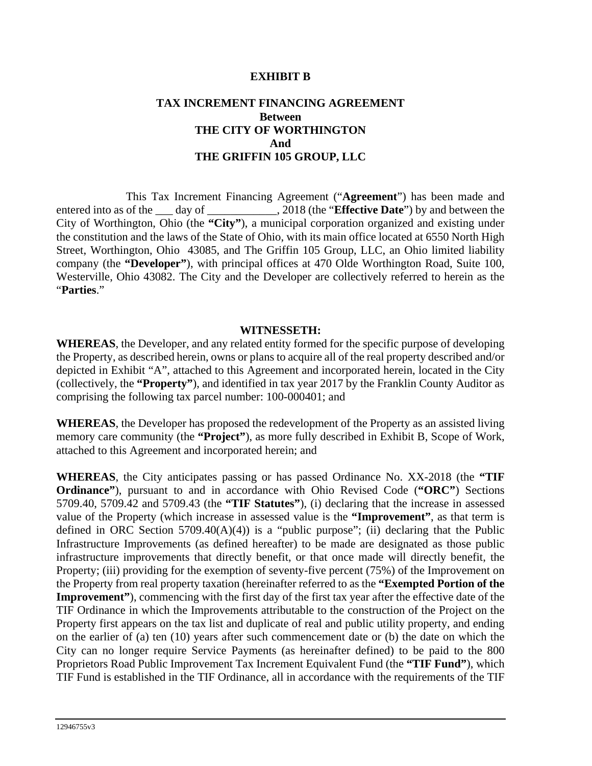**EXHIBIT B**

**TAX INCREMENT FINANCING AGREEMENT**
**Between**
**THE CITY OF WORTHINGTON**
**And**
**THE GRIFFIN 105 GROUP, LLC**

This Tax Increment Financing Agreement ("**Agreement**") has been made and entered into as of the ___ day of ____________, 2018 (the "**Effective Date**") by and between the City of Worthington, Ohio (the **"City"**), a municipal corporation organized and existing under the constitution and the laws of the State of Ohio, with its main office located at 6550 North High Street, Worthington, Ohio 43085, and The Griffin 105 Group, LLC, an Ohio limited liability company (the **"Developer"**), with principal offices at 470 Olde Worthington Road, Suite 100, Westerville, Ohio 43082. The City and the Developer are collectively referred to herein as the "**Parties**."

**WITNESSETH:**

**WHEREAS**, the Developer, and any related entity formed for the specific purpose of developing the Property, as described herein, owns or plans to acquire all of the real property described and/or depicted in Exhibit "A", attached to this Agreement and incorporated herein, located in the City (collectively, the **"Property"**), and identified in tax year 2017 by the Franklin County Auditor as comprising the following tax parcel number: 100-000401; and

**WHEREAS**, the Developer has proposed the redevelopment of the Property as an assisted living memory care community (the **"Project"**), as more fully described in Exhibit B, Scope of Work, attached to this Agreement and incorporated herein; and

**WHEREAS**, the City anticipates passing or has passed Ordinance No. XX-2018 (the **"TIF Ordinance"**), pursuant to and in accordance with Ohio Revised Code (**"ORC"**) Sections 5709.40, 5709.42 and 5709.43 (the **"TIF Statutes"**), (i) declaring that the increase in assessed value of the Property (which increase in assessed value is the **"Improvement"**, as that term is defined in ORC Section 5709.40(A)(4)) is a "public purpose"; (ii) declaring that the Public Infrastructure Improvements (as defined hereafter) to be made are designated as those public infrastructure improvements that directly benefit, or that once made will directly benefit, the Property; (iii) providing for the exemption of seventy-five percent (75%) of the Improvement on the Property from real property taxation (hereinafter referred to as the **"Exempted Portion of the Improvement"**), commencing with the first day of the first tax year after the effective date of the TIF Ordinance in which the Improvements attributable to the construction of the Project on the Property first appears on the tax list and duplicate of real and public utility property, and ending on the earlier of (a) ten (10) years after such commencement date or (b) the date on which the City can no longer require Service Payments (as hereinafter defined) to be paid to the 800 Proprietors Road Public Improvement Tax Increment Equivalent Fund (the **"TIF Fund"**), which TIF Fund is established in the TIF Ordinance, all in accordance with the requirements of the TIF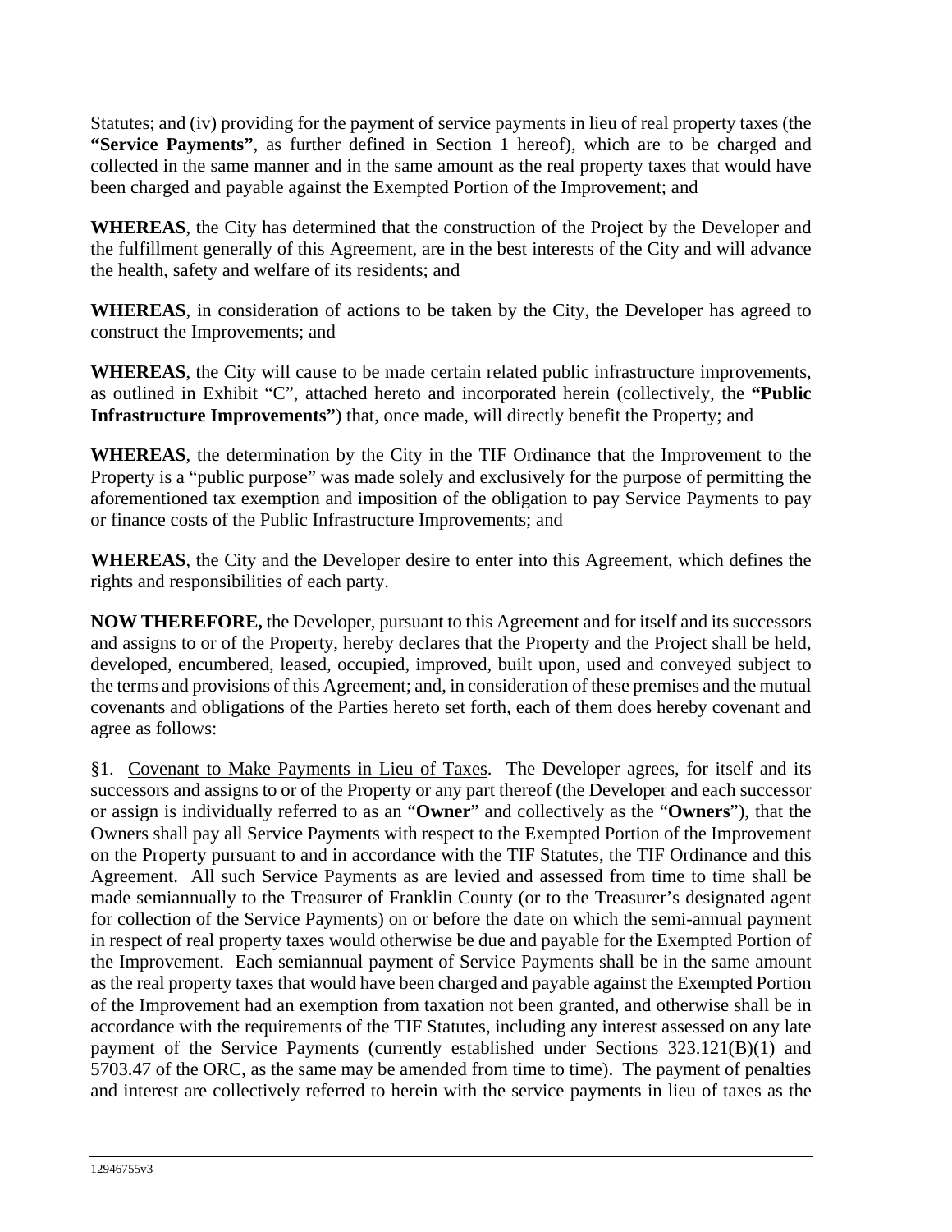Statutes; and (iv) providing for the payment of service payments in lieu of real property taxes (the **"Service Payments"**, as further defined in Section 1 hereof), which are to be charged and collected in the same manner and in the same amount as the real property taxes that would have been charged and payable against the Exempted Portion of the Improvement; and

**WHEREAS**, the City has determined that the construction of the Project by the Developer and the fulfillment generally of this Agreement, are in the best interests of the City and will advance the health, safety and welfare of its residents; and

**WHEREAS**, in consideration of actions to be taken by the City, the Developer has agreed to construct the Improvements; and

**WHEREAS**, the City will cause to be made certain related public infrastructure improvements, as outlined in Exhibit "C", attached hereto and incorporated herein (collectively, the **"Public Infrastructure Improvements"**) that, once made, will directly benefit the Property; and

**WHEREAS**, the determination by the City in the TIF Ordinance that the Improvement to the Property is a "public purpose" was made solely and exclusively for the purpose of permitting the aforementioned tax exemption and imposition of the obligation to pay Service Payments to pay or finance costs of the Public Infrastructure Improvements; and

**WHEREAS**, the City and the Developer desire to enter into this Agreement, which defines the rights and responsibilities of each party.

**NOW THEREFORE,** the Developer, pursuant to this Agreement and for itself and its successors and assigns to or of the Property, hereby declares that the Property and the Project shall be held, developed, encumbered, leased, occupied, improved, built upon, used and conveyed subject to the terms and provisions of this Agreement; and, in consideration of these premises and the mutual covenants and obligations of the Parties hereto set forth, each of them does hereby covenant and agree as follows:

§1. Covenant to Make Payments in Lieu of Taxes. The Developer agrees, for itself and its successors and assigns to or of the Property or any part thereof (the Developer and each successor or assign is individually referred to as an "**Owner**" and collectively as the "**Owners**"), that the Owners shall pay all Service Payments with respect to the Exempted Portion of the Improvement on the Property pursuant to and in accordance with the TIF Statutes, the TIF Ordinance and this Agreement. All such Service Payments as are levied and assessed from time to time shall be made semiannually to the Treasurer of Franklin County (or to the Treasurer's designated agent for collection of the Service Payments) on or before the date on which the semi-annual payment in respect of real property taxes would otherwise be due and payable for the Exempted Portion of the Improvement. Each semiannual payment of Service Payments shall be in the same amount as the real property taxes that would have been charged and payable against the Exempted Portion of the Improvement had an exemption from taxation not been granted, and otherwise shall be in accordance with the requirements of the TIF Statutes, including any interest assessed on any late payment of the Service Payments (currently established under Sections 323.121(B)(1) and 5703.47 of the ORC, as the same may be amended from time to time). The payment of penalties and interest are collectively referred to herein with the service payments in lieu of taxes as the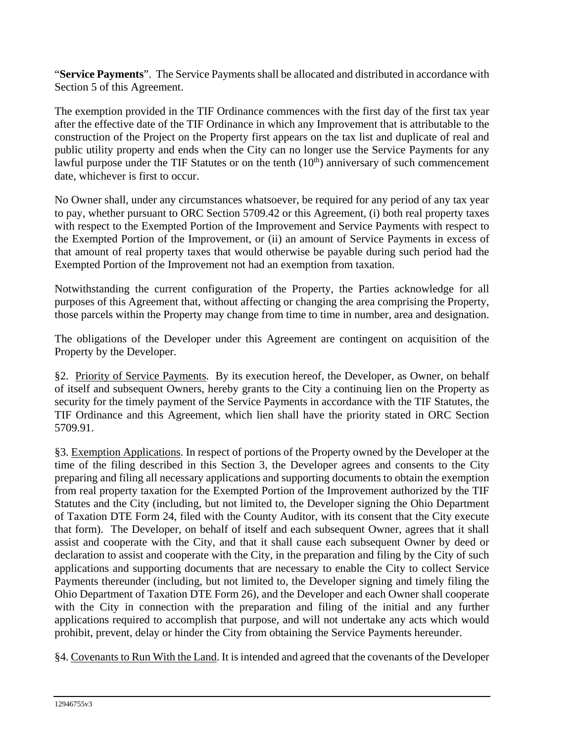"**Service Payments**". The Service Payments shall be allocated and distributed in accordance with Section 5 of this Agreement.

The exemption provided in the TIF Ordinance commences with the first day of the first tax year after the effective date of the TIF Ordinance in which any Improvement that is attributable to the construction of the Project on the Property first appears on the tax list and duplicate of real and public utility property and ends when the City can no longer use the Service Payments for any lawful purpose under the TIF Statutes or on the tenth (10th) anniversary of such commencement date, whichever is first to occur.

No Owner shall, under any circumstances whatsoever, be required for any period of any tax year to pay, whether pursuant to ORC Section 5709.42 or this Agreement, (i) both real property taxes with respect to the Exempted Portion of the Improvement and Service Payments with respect to the Exempted Portion of the Improvement, or (ii) an amount of Service Payments in excess of that amount of real property taxes that would otherwise be payable during such period had the Exempted Portion of the Improvement not had an exemption from taxation.

Notwithstanding the current configuration of the Property, the Parties acknowledge for all purposes of this Agreement that, without affecting or changing the area comprising the Property, those parcels within the Property may change from time to time in number, area and designation.

The obligations of the Developer under this Agreement are contingent on acquisition of the Property by the Developer.

§2. <u>Priority of Service Payments</u>. By its execution hereof, the Developer, as Owner, on behalf of itself and subsequent Owners, hereby grants to the City a continuing lien on the Property as security for the timely payment of the Service Payments in accordance with the TIF Statutes, the TIF Ordinance and this Agreement, which lien shall have the priority stated in ORC Section 5709.91.

§3. <u>Exemption Applications</u>. In respect of portions of the Property owned by the Developer at the time of the filing described in this Section 3, the Developer agrees and consents to the City preparing and filing all necessary applications and supporting documents to obtain the exemption from real property taxation for the Exempted Portion of the Improvement authorized by the TIF Statutes and the City (including, but not limited to, the Developer signing the Ohio Department of Taxation DTE Form 24, filed with the County Auditor, with its consent that the City execute that form). The Developer, on behalf of itself and each subsequent Owner, agrees that it shall assist and cooperate with the City, and that it shall cause each subsequent Owner by deed or declaration to assist and cooperate with the City, in the preparation and filing by the City of such applications and supporting documents that are necessary to enable the City to collect Service Payments thereunder (including, but not limited to, the Developer signing and timely filing the Ohio Department of Taxation DTE Form 26), and the Developer and each Owner shall cooperate with the City in connection with the preparation and filing of the initial and any further applications required to accomplish that purpose, and will not undertake any acts which would prohibit, prevent, delay or hinder the City from obtaining the Service Payments hereunder.

§4. <u>Covenants to Run With the Land</u>. It is intended and agreed that the covenants of the Developer

12946755v3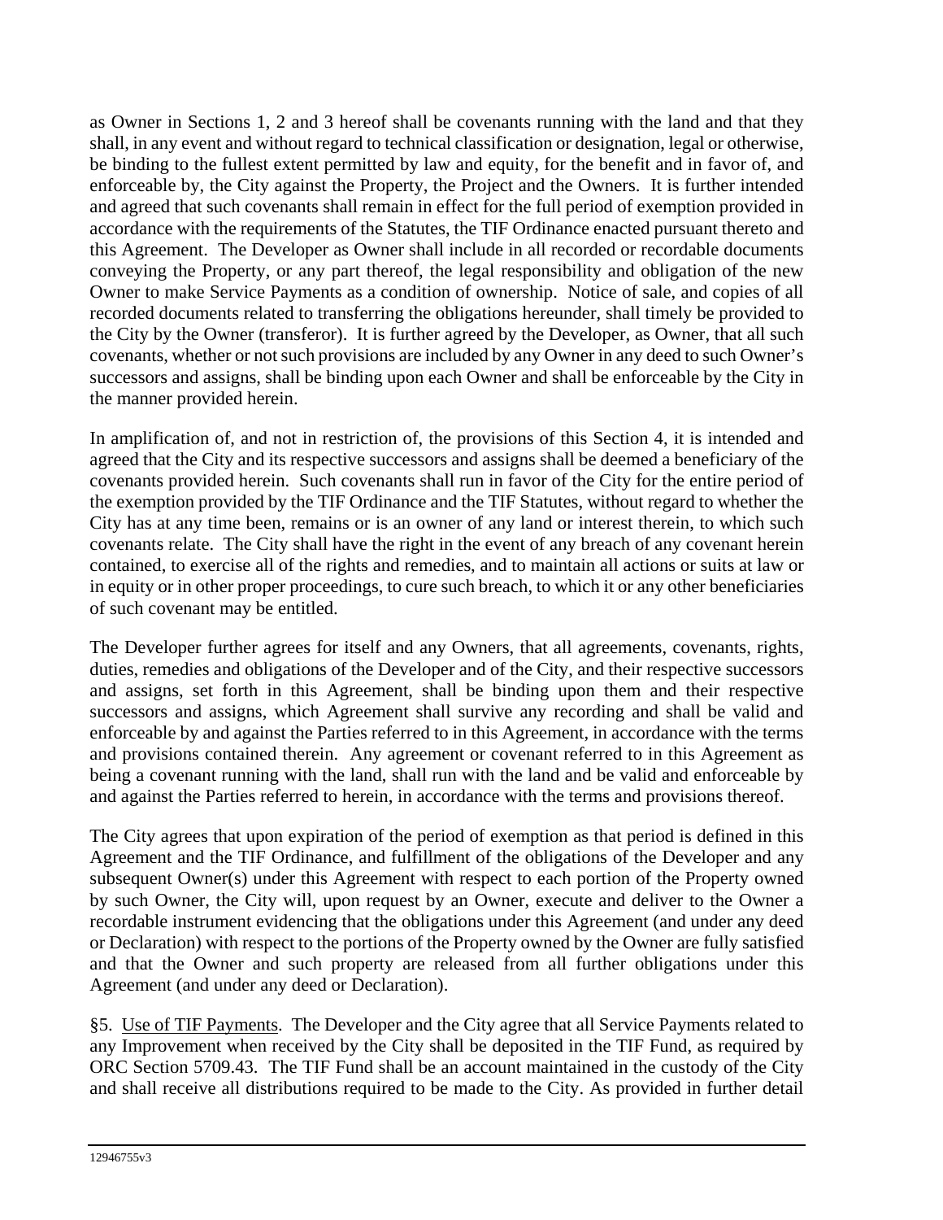as Owner in Sections 1, 2 and 3 hereof shall be covenants running with the land and that they shall, in any event and without regard to technical classification or designation, legal or otherwise, be binding to the fullest extent permitted by law and equity, for the benefit and in favor of, and enforceable by, the City against the Property, the Project and the Owners. It is further intended and agreed that such covenants shall remain in effect for the full period of exemption provided in accordance with the requirements of the Statutes, the TIF Ordinance enacted pursuant thereto and this Agreement. The Developer as Owner shall include in all recorded or recordable documents conveying the Property, or any part thereof, the legal responsibility and obligation of the new Owner to make Service Payments as a condition of ownership. Notice of sale, and copies of all recorded documents related to transferring the obligations hereunder, shall timely be provided to the City by the Owner (transferor). It is further agreed by the Developer, as Owner, that all such covenants, whether or not such provisions are included by any Owner in any deed to such Owner's successors and assigns, shall be binding upon each Owner and shall be enforceable by the City in the manner provided herein.

In amplification of, and not in restriction of, the provisions of this Section 4, it is intended and agreed that the City and its respective successors and assigns shall be deemed a beneficiary of the covenants provided herein. Such covenants shall run in favor of the City for the entire period of the exemption provided by the TIF Ordinance and the TIF Statutes, without regard to whether the City has at any time been, remains or is an owner of any land or interest therein, to which such covenants relate. The City shall have the right in the event of any breach of any covenant herein contained, to exercise all of the rights and remedies, and to maintain all actions or suits at law or in equity or in other proper proceedings, to cure such breach, to which it or any other beneficiaries of such covenant may be entitled.

The Developer further agrees for itself and any Owners, that all agreements, covenants, rights, duties, remedies and obligations of the Developer and of the City, and their respective successors and assigns, set forth in this Agreement, shall be binding upon them and their respective successors and assigns, which Agreement shall survive any recording and shall be valid and enforceable by and against the Parties referred to in this Agreement, in accordance with the terms and provisions contained therein. Any agreement or covenant referred to in this Agreement as being a covenant running with the land, shall run with the land and be valid and enforceable by and against the Parties referred to herein, in accordance with the terms and provisions thereof.

The City agrees that upon expiration of the period of exemption as that period is defined in this Agreement and the TIF Ordinance, and fulfillment of the obligations of the Developer and any subsequent Owner(s) under this Agreement with respect to each portion of the Property owned by such Owner, the City will, upon request by an Owner, execute and deliver to the Owner a recordable instrument evidencing that the obligations under this Agreement (and under any deed or Declaration) with respect to the portions of the Property owned by the Owner are fully satisfied and that the Owner and such property are released from all further obligations under this Agreement (and under any deed or Declaration).

§5. Use of TIF Payments. The Developer and the City agree that all Service Payments related to any Improvement when received by the City shall be deposited in the TIF Fund, as required by ORC Section 5709.43. The TIF Fund shall be an account maintained in the custody of the City and shall receive all distributions required to be made to the City. As provided in further detail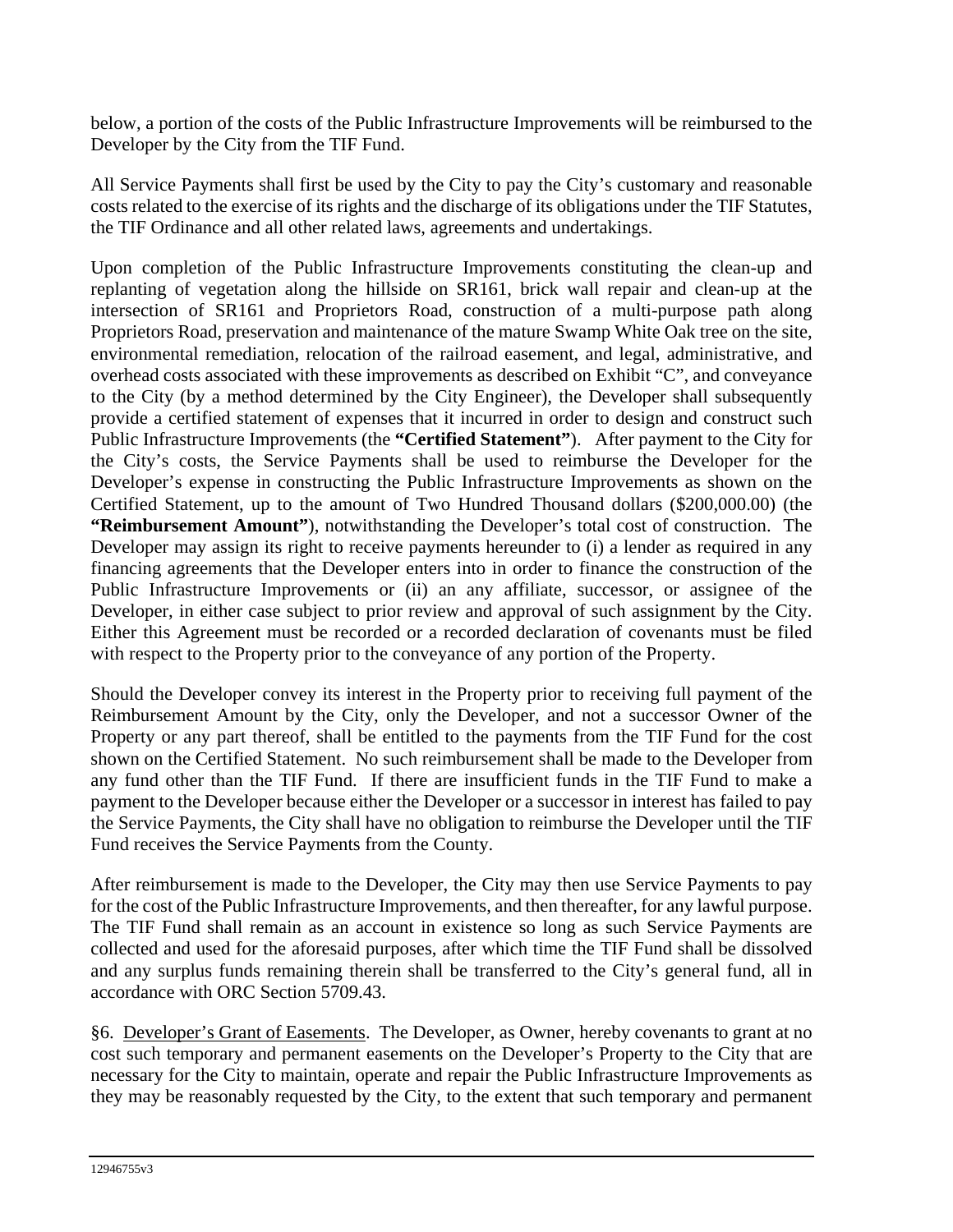below, a portion of the costs of the Public Infrastructure Improvements will be reimbursed to the Developer by the City from the TIF Fund.

All Service Payments shall first be used by the City to pay the City's customary and reasonable costs related to the exercise of its rights and the discharge of its obligations under the TIF Statutes, the TIF Ordinance and all other related laws, agreements and undertakings.

Upon completion of the Public Infrastructure Improvements constituting the clean-up and replanting of vegetation along the hillside on SR161, brick wall repair and clean-up at the intersection of SR161 and Proprietors Road, construction of a multi-purpose path along Proprietors Road, preservation and maintenance of the mature Swamp White Oak tree on the site, environmental remediation, relocation of the railroad easement, and legal, administrative, and overhead costs associated with these improvements as described on Exhibit "C", and conveyance to the City (by a method determined by the City Engineer), the Developer shall subsequently provide a certified statement of expenses that it incurred in order to design and construct such Public Infrastructure Improvements (the **"Certified Statement"**). After payment to the City for the City's costs, the Service Payments shall be used to reimburse the Developer for the Developer's expense in constructing the Public Infrastructure Improvements as shown on the Certified Statement, up to the amount of Two Hundred Thousand dollars ($200,000.00) (the **"Reimbursement Amount"**), notwithstanding the Developer's total cost of construction. The Developer may assign its right to receive payments hereunder to (i) a lender as required in any financing agreements that the Developer enters into in order to finance the construction of the Public Infrastructure Improvements or (ii) an any affiliate, successor, or assignee of the Developer, in either case subject to prior review and approval of such assignment by the City. Either this Agreement must be recorded or a recorded declaration of covenants must be filed with respect to the Property prior to the conveyance of any portion of the Property.

Should the Developer convey its interest in the Property prior to receiving full payment of the Reimbursement Amount by the City, only the Developer, and not a successor Owner of the Property or any part thereof, shall be entitled to the payments from the TIF Fund for the cost shown on the Certified Statement. No such reimbursement shall be made to the Developer from any fund other than the TIF Fund. If there are insufficient funds in the TIF Fund to make a payment to the Developer because either the Developer or a successor in interest has failed to pay the Service Payments, the City shall have no obligation to reimburse the Developer until the TIF Fund receives the Service Payments from the County.

After reimbursement is made to the Developer, the City may then use Service Payments to pay for the cost of the Public Infrastructure Improvements, and then thereafter, for any lawful purpose. The TIF Fund shall remain as an account in existence so long as such Service Payments are collected and used for the aforesaid purposes, after which time the TIF Fund shall be dissolved and any surplus funds remaining therein shall be transferred to the City's general fund, all in accordance with ORC Section 5709.43.

§6. Developer's Grant of Easements. The Developer, as Owner, hereby covenants to grant at no cost such temporary and permanent easements on the Developer's Property to the City that are necessary for the City to maintain, operate and repair the Public Infrastructure Improvements as they may be reasonably requested by the City, to the extent that such temporary and permanent

12946755v3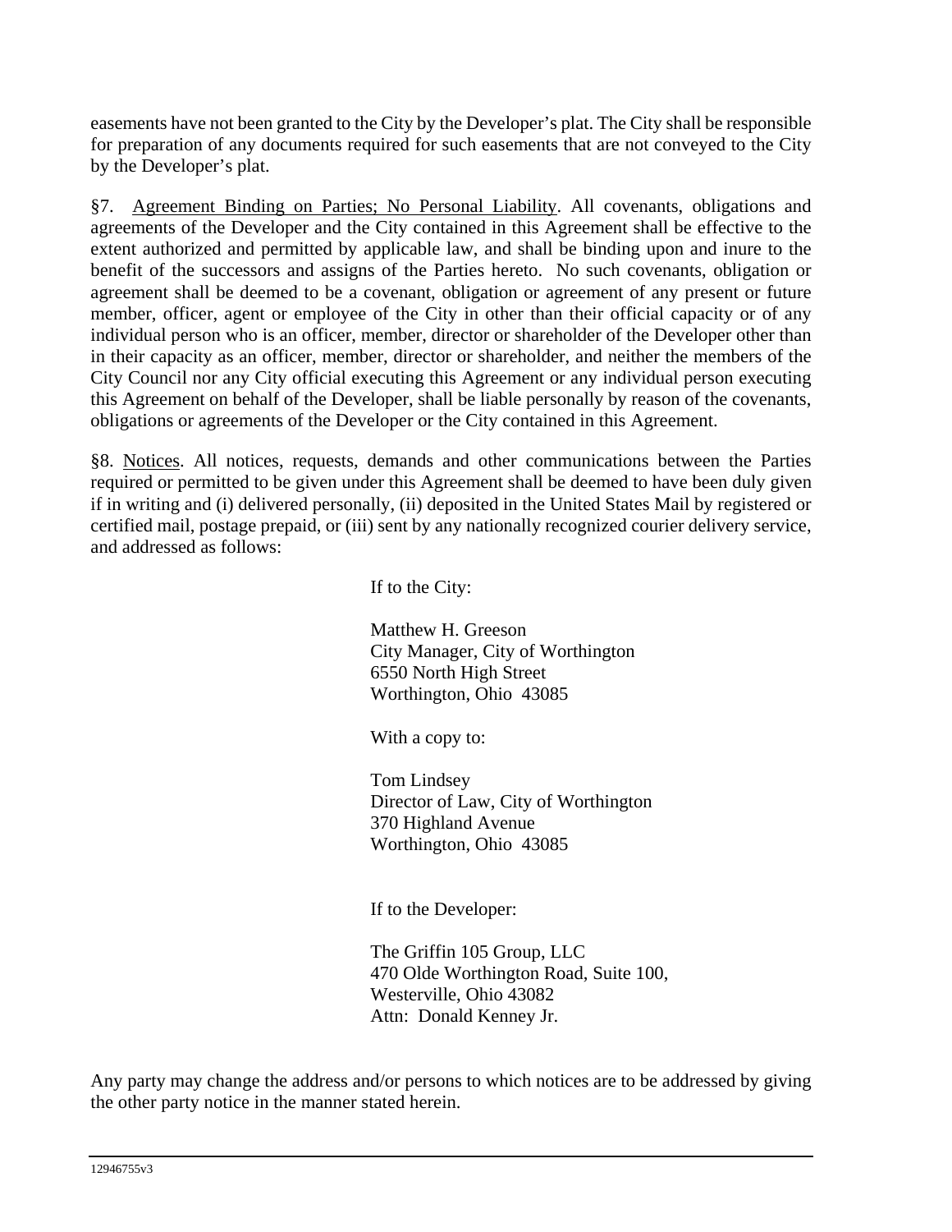easements have not been granted to the City by the Developer's plat. The City shall be responsible for preparation of any documents required for such easements that are not conveyed to the City by the Developer's plat.

§7. Agreement Binding on Parties; No Personal Liability. All covenants, obligations and agreements of the Developer and the City contained in this Agreement shall be effective to the extent authorized and permitted by applicable law, and shall be binding upon and inure to the benefit of the successors and assigns of the Parties hereto. No such covenants, obligation or agreement shall be deemed to be a covenant, obligation or agreement of any present or future member, officer, agent or employee of the City in other than their official capacity or of any individual person who is an officer, member, director or shareholder of the Developer other than in their capacity as an officer, member, director or shareholder, and neither the members of the City Council nor any City official executing this Agreement or any individual person executing this Agreement on behalf of the Developer, shall be liable personally by reason of the covenants, obligations or agreements of the Developer or the City contained in this Agreement.

§8. Notices. All notices, requests, demands and other communications between the Parties required or permitted to be given under this Agreement shall be deemed to have been duly given if in writing and (i) delivered personally, (ii) deposited in the United States Mail by registered or certified mail, postage prepaid, or (iii) sent by any nationally recognized courier delivery service, and addressed as follows:

If to the City:

Matthew H. Greeson
City Manager, City of Worthington
6550 North High Street
Worthington, Ohio 43085

With a copy to:

Tom Lindsey
Director of Law, City of Worthington
370 Highland Avenue
Worthington, Ohio 43085

If to the Developer:

The Griffin 105 Group, LLC
470 Olde Worthington Road, Suite 100,
Westerville, Ohio 43082
Attn: Donald Kenney Jr.

Any party may change the address and/or persons to which notices are to be addressed by giving the other party notice in the manner stated herein.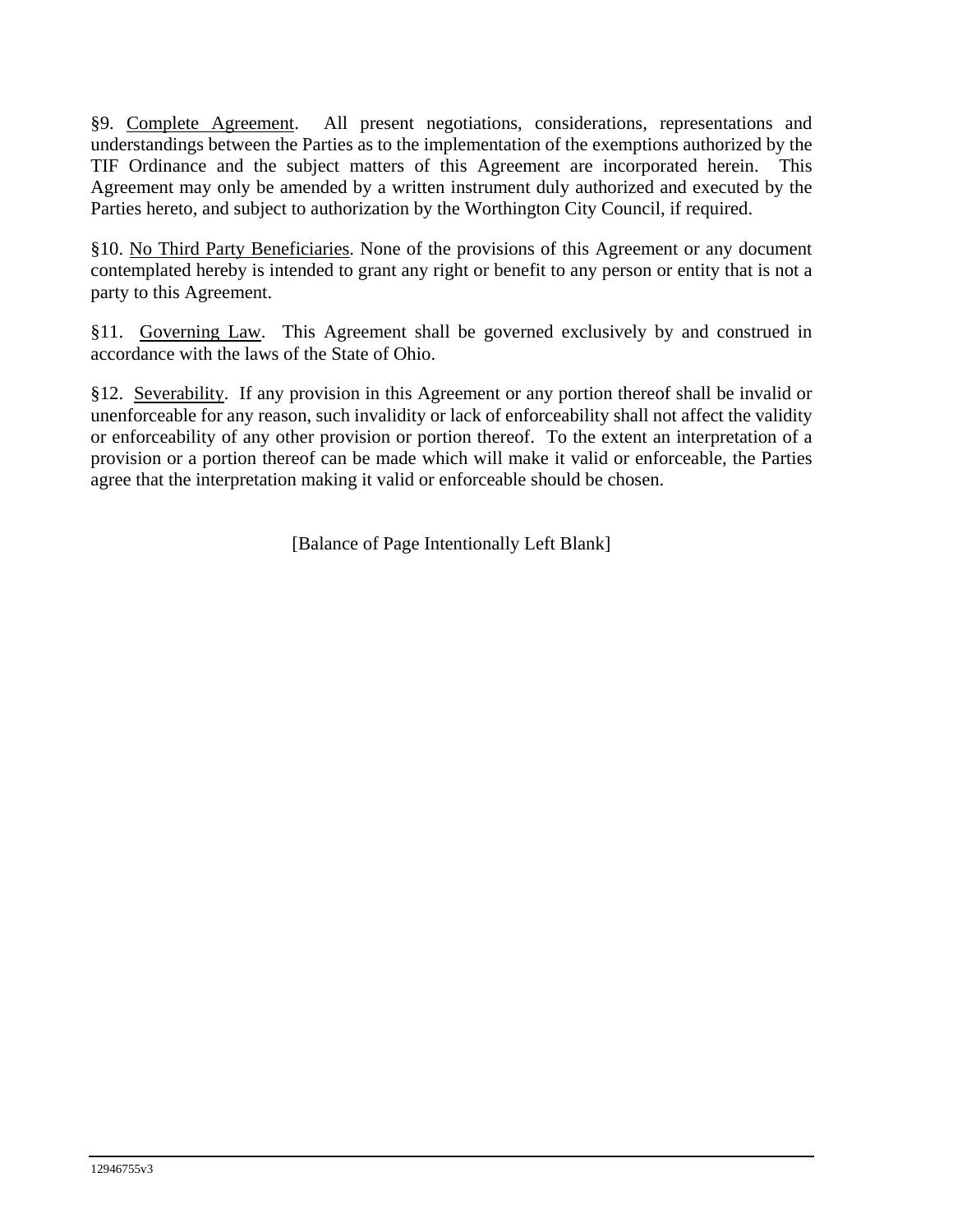§9. Complete Agreement. All present negotiations, considerations, representations and understandings between the Parties as to the implementation of the exemptions authorized by the TIF Ordinance and the subject matters of this Agreement are incorporated herein. This Agreement may only be amended by a written instrument duly authorized and executed by the Parties hereto, and subject to authorization by the Worthington City Council, if required.

§10. No Third Party Beneficiaries. None of the provisions of this Agreement or any document contemplated hereby is intended to grant any right or benefit to any person or entity that is not a party to this Agreement.

§11. Governing Law. This Agreement shall be governed exclusively by and construed in accordance with the laws of the State of Ohio.

§12. Severability. If any provision in this Agreement or any portion thereof shall be invalid or unenforceable for any reason, such invalidity or lack of enforceability shall not affect the validity or enforceability of any other provision or portion thereof. To the extent an interpretation of a provision or a portion thereof can be made which will make it valid or enforceable, the Parties agree that the interpretation making it valid or enforceable should be chosen.

[Balance of Page Intentionally Left Blank]

12946755v3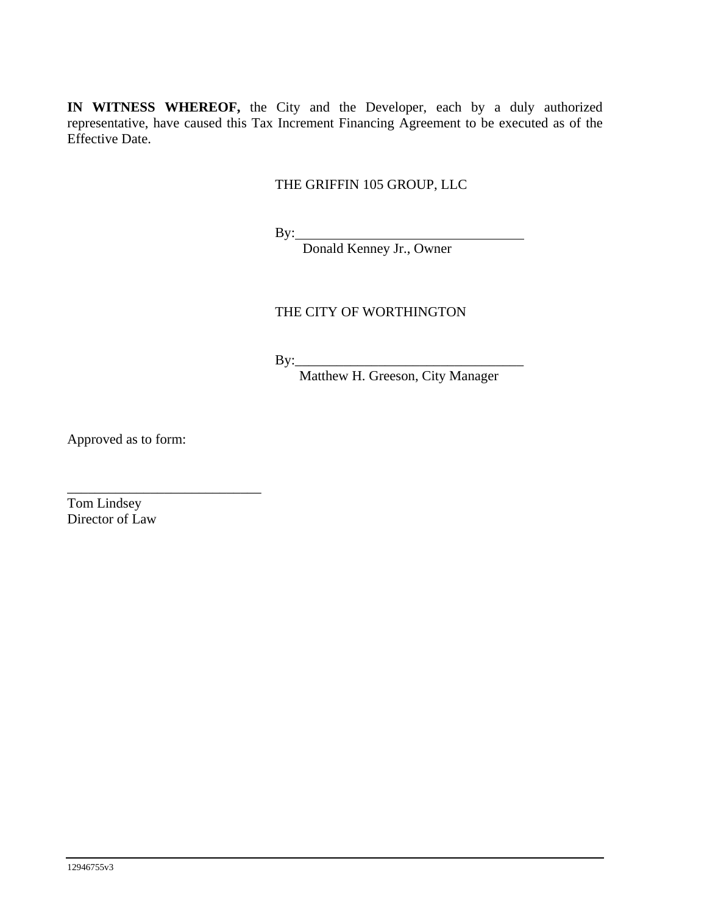**IN WITNESS WHEREOF,** the City and the Developer, each by a duly authorized representative, have caused this Tax Increment Financing Agreement to be executed as of the Effective Date.

THE GRIFFIN 105 GROUP, LLC

By:\_\_\_\_\_\_\_\_\_\_\_\_\_\_\_\_\_\_\_\_\_\_\_\_\_\_\_\_\_\_\_\_\_\_

Donald Kenney Jr., Owner

THE CITY OF WORTHINGTON

By:\_\_\_\_\_\_\_\_\_\_\_\_\_\_\_\_\_\_\_\_\_\_\_\_\_\_\_\_\_\_\_\_\_\_

Matthew H. Greeson, City Manager

Approved as to form:

\_\_\_\_\_\_\_\_\_\_\_\_\_\_\_\_\_\_\_\_\_\_\_\_\_\_\_\_

Tom Lindsey  
Director of Law

12946755v3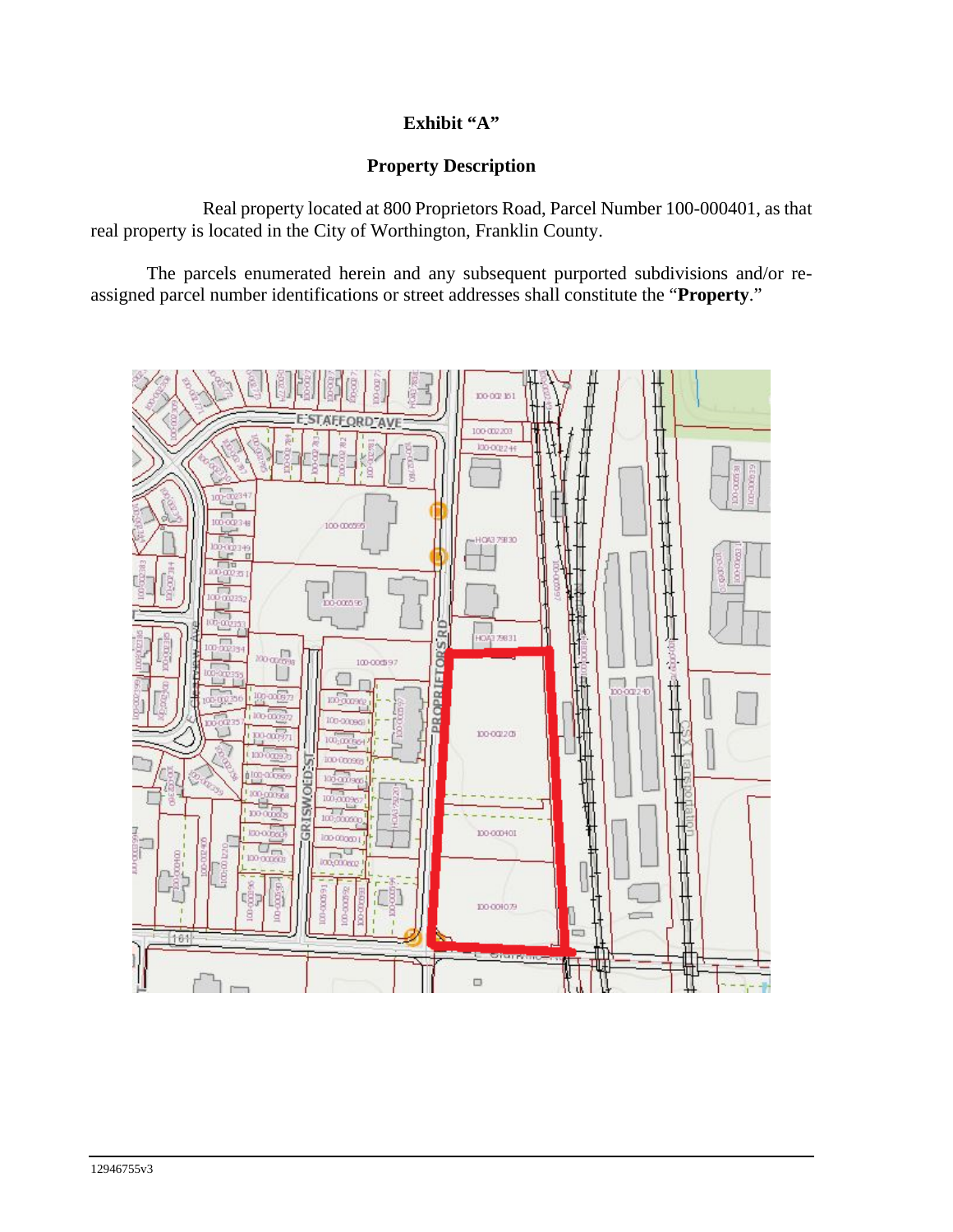**Exhibit "A"**

**Property Description**

Real property located at 800 Proprietors Road, Parcel Number 100-000401, as that real property is located in the City of Worthington, Franklin County.

The parcels enumerated herein and any subsequent purported subdivisions and/or re-assigned parcel number identifications or street addresses shall constitute the "**Property**."

E STAFFORD AVE

PROPRIETORS RD

GRISWOLD ST

100-001203

100-000401

100-001079

161

12946755v3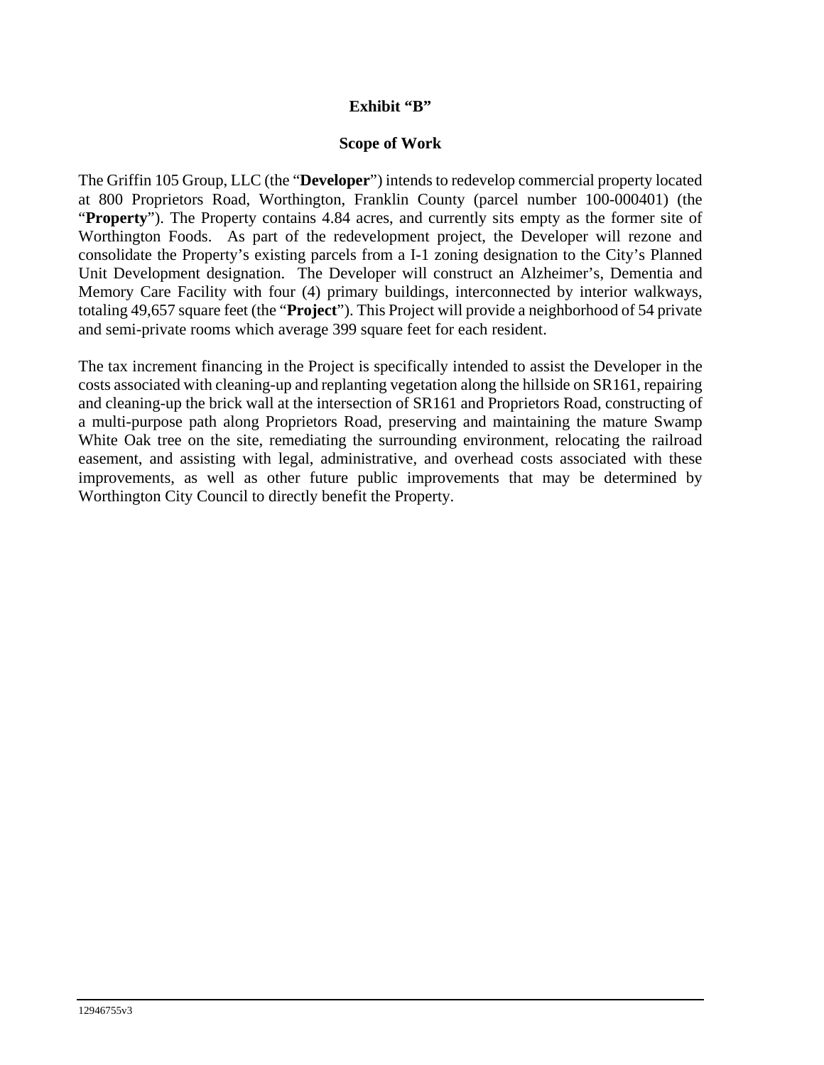**Exhibit "B"**

**Scope of Work**

The Griffin 105 Group, LLC (the "**Developer**") intends to redevelop commercial property located at 800 Proprietors Road, Worthington, Franklin County (parcel number 100-000401) (the "**Property**"). The Property contains 4.84 acres, and currently sits empty as the former site of Worthington Foods. As part of the redevelopment project, the Developer will rezone and consolidate the Property's existing parcels from a I-1 zoning designation to the City's Planned Unit Development designation. The Developer will construct an Alzheimer's, Dementia and Memory Care Facility with four (4) primary buildings, interconnected by interior walkways, totaling 49,657 square feet (the "**Project**"). This Project will provide a neighborhood of 54 private and semi-private rooms which average 399 square feet for each resident.

The tax increment financing in the Project is specifically intended to assist the Developer in the costs associated with cleaning-up and replanting vegetation along the hillside on SR161, repairing and cleaning-up the brick wall at the intersection of SR161 and Proprietors Road, constructing of a multi-purpose path along Proprietors Road, preserving and maintaining the mature Swamp White Oak tree on the site, remediating the surrounding environment, relocating the railroad easement, and assisting with legal, administrative, and overhead costs associated with these improvements, as well as other future public improvements that may be determined by Worthington City Council to directly benefit the Property.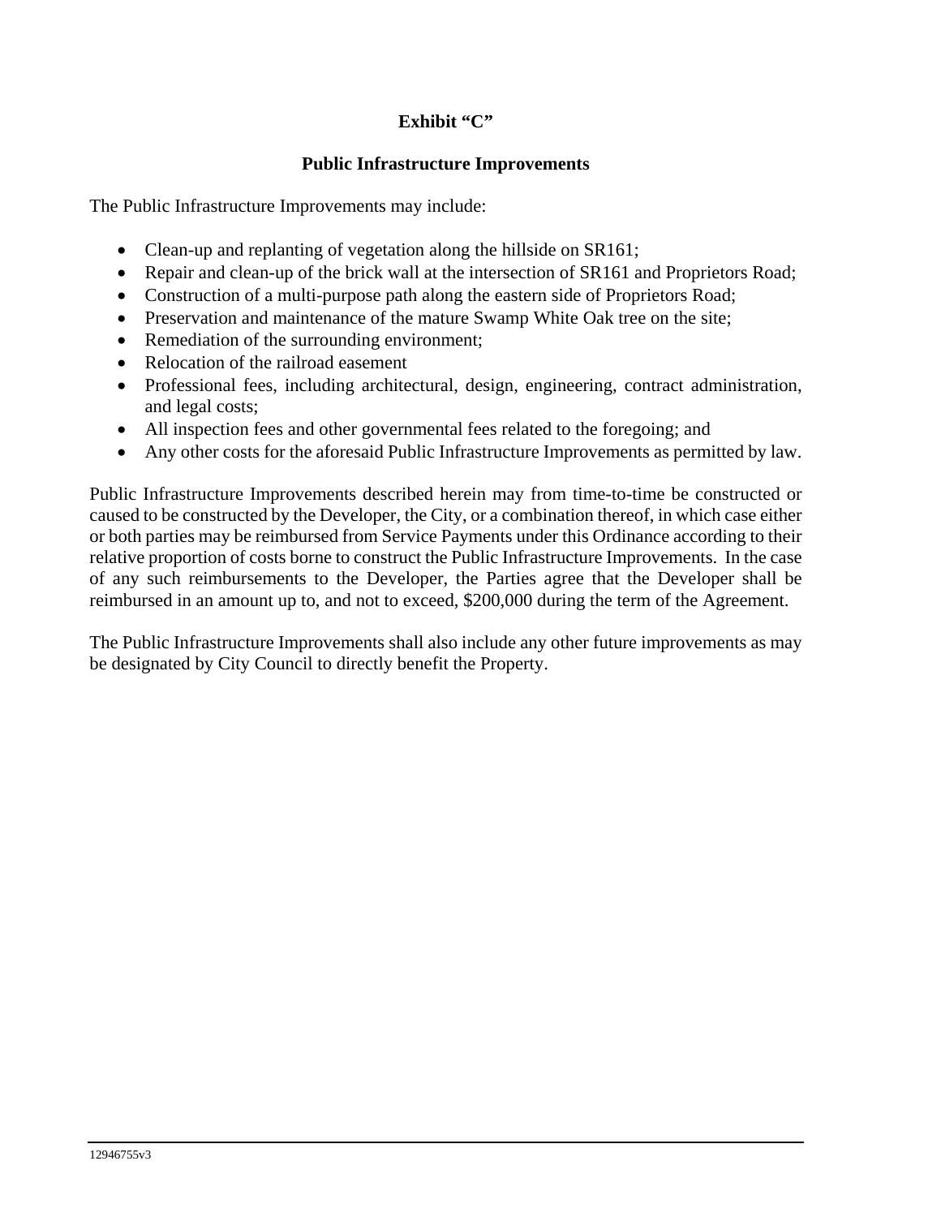**Exhibit "C"**

**Public Infrastructure Improvements**

The Public Infrastructure Improvements may include:

- Clean-up and replanting of vegetation along the hillside on SR161;
- Repair and clean-up of the brick wall at the intersection of SR161 and Proprietors Road;
- Construction of a multi-purpose path along the eastern side of Proprietors Road;
- Preservation and maintenance of the mature Swamp White Oak tree on the site;
- Remediation of the surrounding environment;
- Relocation of the railroad easement
- Professional fees, including architectural, design, engineering, contract administration, and legal costs;
- All inspection fees and other governmental fees related to the foregoing; and
- Any other costs for the aforesaid Public Infrastructure Improvements as permitted by law.

Public Infrastructure Improvements described herein may from time-to-time be constructed or caused to be constructed by the Developer, the City, or a combination thereof, in which case either or both parties may be reimbursed from Service Payments under this Ordinance according to their relative proportion of costs borne to construct the Public Infrastructure Improvements. In the case of any such reimbursements to the Developer, the Parties agree that the Developer shall be reimbursed in an amount up to, and not to exceed, $200,000 during the term of the Agreement.

The Public Infrastructure Improvements shall also include any other future improvements as may be designated by City Council to directly benefit the Property.